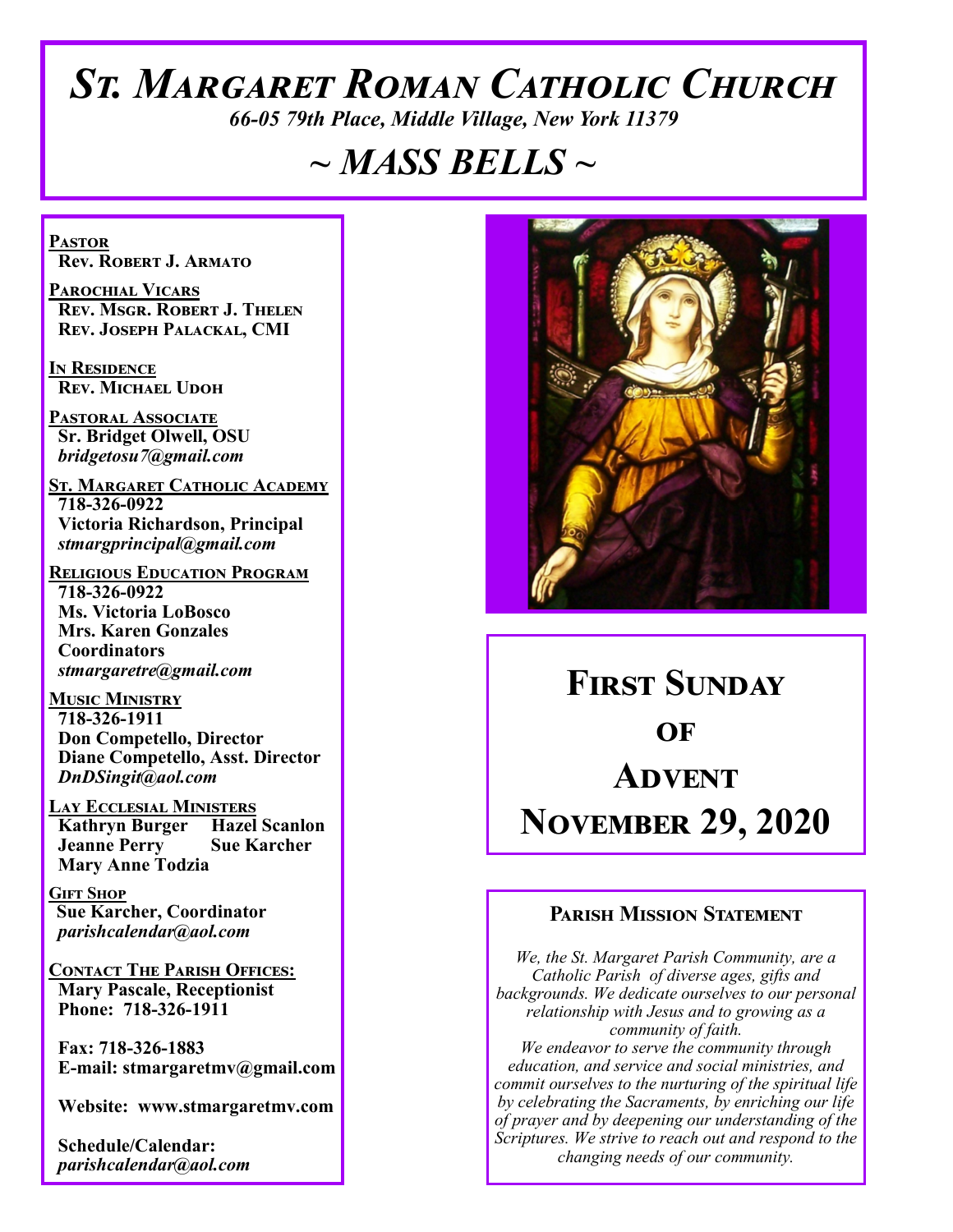# St. Margaret Roman Catholic Church

*66-05 79th Place, Middle Village, New York 11379*

## ~ MASS BELLS ~

**Pastor**
Rev. Robert J. Armato

**Parochial Vicars**
Rev. Msgr. Robert J. Thelen
Rev. Joseph Palackal, CMI

**In Residence**
Rev. Michael Udoh

**Pastoral Associate**
Sr. Bridget Olwell, OSU
*bridgetosu7@gmail.com*

**St. Margaret Catholic Academy**
718-326-0922
Victoria Richardson, Principal
*stmargprincipal@gmail.com*

**Religious Education Program**
718-326-0922
Ms. Victoria LoBosco
Mrs. Karen Gonzales
Coordinators
*stmargaretre@gmail.com*

**Music Ministry**
718-326-1911
Don Competello, Director
Diane Competello, Asst. Director
*DnDSingit@aol.com*

**Lay Ecclesial Ministers**
Kathryn Burger
Hazel Scanlon
Jeanne Perry
Sue Karcher
Mary Anne Todzia

**Gift Shop**
Sue Karcher, Coordinator
*parishcalendar@aol.com*

**Contact The Parish Offices:**
Mary Pascale, Receptionist
Phone: 718-326-1911

Fax: 718-326-1883
E-mail: stmargaretmv@gmail.com

Website: www.stmargaretmv.com

Schedule/Calendar:
*parishcalendar@aol.com*

## First Sunday of Advent
## November 29, 2020

### Parish Mission Statement

*We, the St. Margaret Parish Community, are a Catholic Parish of diverse ages, gifts and backgrounds. We dedicate ourselves to our personal relationship with Jesus and to growing as a community of faith.*
*We endeavor to serve the community through education, and service and social ministries, and commit ourselves to the nurturing of the spiritual life by celebrating the Sacraments, by enriching our life of prayer and by deepening our understanding of the Scriptures. We strive to reach out and respond to the changing needs of our community.*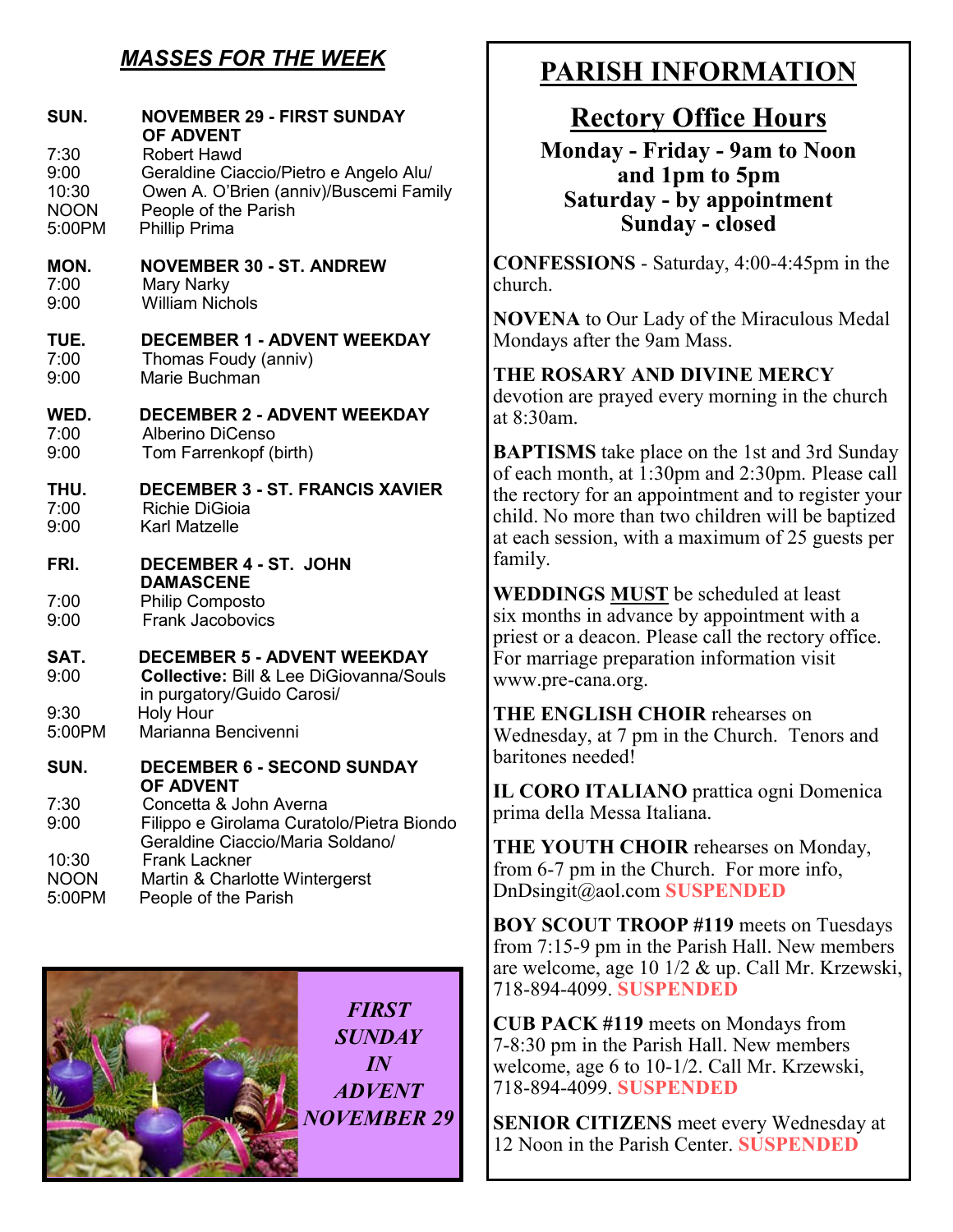## *MASSES FOR THE WEEK*

**SUN. NOVEMBER 29 - FIRST SUNDAY OF ADVENT**

| | |
|---|---|
| 7:30 | Robert Hawd |
| 9:00 | Geraldine Ciaccio/Pietro e Angelo Alu/ |
| 10:30 | Owen A. O'Brien (anniv)/Buscemi Family |
| NOON | People of the Parish |
| 5:00PM | Phillip Prima |

**MON. NOVEMBER 30 - ST. ANDREW**

| | |
|---|---|
| 7:00 | Mary Narky |
| 9:00 | William Nichols |

**TUE. DECEMBER 1 - ADVENT WEEKDAY**

| | |
|---|---|
| 7:00 | Thomas Foudy (anniv) |
| 9:00 | Marie Buchman |

**WED. DECEMBER 2 - ADVENT WEEKDAY**

| | |
|---|---|
| 7:00 | Alberino DiCenso |
| 9:00 | Tom Farrenkopf (birth) |

**THU. DECEMBER 3 - ST. FRANCIS XAVIER**

| | |
|---|---|
| 7:00 | Richie DiGioia |
| 9:00 | Karl Matzelle |

**FRI. DECEMBER 4 - ST. JOHN DAMASCENE**

| | |
|---|---|
| 7:00 | Philip Composto |
| 9:00 | Frank Jacobovics |

**SAT. DECEMBER 5 - ADVENT WEEKDAY**

| | |
|---|---|
| 9:00 | **Collective:** Bill & Lee DiGiovanna/Souls in purgatory/Guido Carosi/ |
| 9:30 | Holy Hour |
| 5:00PM | Marianna Bencivenni |

**SUN. DECEMBER 6 - SECOND SUNDAY OF ADVENT**

| | |
|---|---|
| 7:30 | Concetta & John Averna |
| 9:00 | Filippo e Girolama Curatolo/Pietra Biondo Geraldine Ciaccio/Maria Soldano/ |
| 10:30 | Frank Lackner |
| NOON | Martin & Charlotte Wintergerst |
| 5:00PM | People of the Parish |

*FIRST SUNDAY IN ADVENT NOVEMBER 29*

# PARISH INFORMATION

## Rectory Office Hours

**Monday - Friday - 9am to Noon and 1pm to 5pm**
**Saturday - by appointment**
**Sunday - closed**

**CONFESSIONS** - Saturday, 4:00-4:45pm in the church.

**NOVENA** to Our Lady of the Miraculous Medal Mondays after the 9am Mass.

**THE ROSARY AND DIVINE MERCY** devotion are prayed every morning in the church at 8:30am.

**BAPTISMS** take place on the 1st and 3rd Sunday of each month, at 1:30pm and 2:30pm. Please call the rectory for an appointment and to register your child. No more than two children will be baptized at each session, with a maximum of 25 guests per family.

**WEDDINGS MUST** be scheduled at least six months in advance by appointment with a priest or a deacon. Please call the rectory office. For marriage preparation information visit www.pre-cana.org.

**THE ENGLISH CHOIR** rehearses on Wednesday, at 7 pm in the Church. Tenors and baritones needed!

**IL CORO ITALIANO** prattica ogni Domenica prima della Messa Italiana.

**THE YOUTH CHOIR** rehearses on Monday, from 6-7 pm in the Church. For more info, DnDsingit@aol.com **SUSPENDED**

**BOY SCOUT TROOP #119** meets on Tuesdays from 7:15-9 pm in the Parish Hall. New members are welcome, age 10 1/2 & up. Call Mr. Krzewski, 718-894-4099. **SUSPENDED**

**CUB PACK #119** meets on Mondays from 7-8:30 pm in the Parish Hall. New members welcome, age 6 to 10-1/2. Call Mr. Krzewski, 718-894-4099. **SUSPENDED**

**SENIOR CITIZENS** meet every Wednesday at 12 Noon in the Parish Center. **SUSPENDED**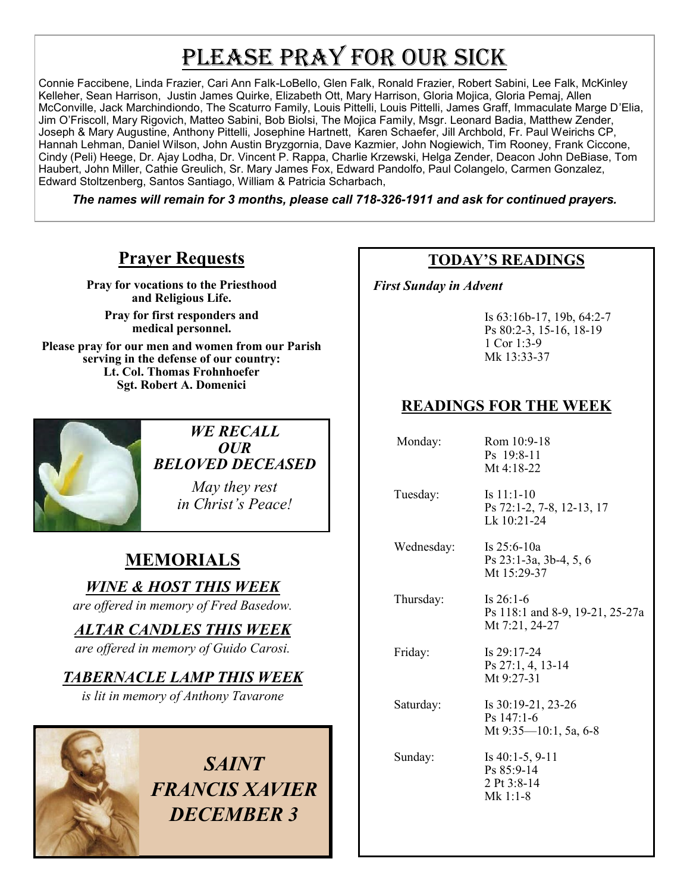# PLEASE PRAY FOR OUR SICK

Connie Faccibene, Linda Frazier, Cari Ann Falk-LoBello, Glen Falk, Ronald Frazier, Robert Sabini, Lee Falk, McKinley Kelleher, Sean Harrison, Justin James Quirke, Elizabeth Ott, Mary Harrison, Gloria Mojica, Gloria Pemaj, Allen McConville, Jack Marchindiondo, The Scaturro Family, Louis Pittelli, Louis Pittelli, James Graff, Immaculate Marge D'Elia, Jim O'Friscoll, Mary Rigovich, Matteo Sabini, Bob Biolsi, The Mojica Family, Msgr. Leonard Badia, Matthew Zender, Joseph & Mary Augustine, Anthony Pittelli, Josephine Hartnett, Karen Schaefer, Jill Archbold, Fr. Paul Weirichs CP, Hannah Lehman, Daniel Wilson, John Austin Bryzgornia, Dave Kazmier, John Nogiewich, Tim Rooney, Frank Ciccone, Cindy (Peli) Heege, Dr. Ajay Lodha, Dr. Vincent P. Rappa, Charlie Krzewski, Helga Zender, Deacon John DeBiase, Tom Haubert, John Miller, Cathie Greulich, Sr. Mary James Fox, Edward Pandolfo, Paul Colangelo, Carmen Gonzalez, Edward Stoltzenberg, Santos Santiago, William & Patricia Scharbach,

***The names will remain for 3 months, please call 718-326-1911 and ask for continued prayers.***

## Prayer Requests

**Pray for vocations to the Priesthood and Religious Life.**

**Pray for first responders and medical personnel.**

**Please pray for our men and women from our Parish serving in the defense of our country:**
**Lt. Col. Thomas Frohnhoefer**
**Sgt. Robert A. Domenici**

***WE RECALL OUR BELOVED DECEASED***

*May they rest in Christ's Peace!*

## MEMORIALS

***WINE & HOST THIS WEEK***

*are offered in memory of Fred Basedow.*

***ALTAR CANDLES THIS WEEK***

*are offered in memory of Guido Carosi.*

***TABERNACLE LAMP THIS WEEK***

*is lit in memory of Anthony Tavarone*

***SAINT FRANCIS XAVIER DECEMBER 3***

## TODAY'S READINGS

***First Sunday in Advent***

Is 63:16b-17, 19b, 64:2-7
Ps 80:2-3, 15-16, 18-19
1 Cor 1:3-9
Mk 13:33-37

## READINGS FOR THE WEEK

| | |
|---|---|
| Monday: | Rom 10:9-18<br>Ps 19:8-11<br>Mt 4:18-22 |
| Tuesday: | Is 11:1-10<br>Ps 72:1-2, 7-8, 12-13, 17<br>Lk 10:21-24 |
| Wednesday: | Is 25:6-10a<br>Ps 23:1-3a, 3b-4, 5, 6<br>Mt 15:29-37 |
| Thursday: | Is 26:1-6<br>Ps 118:1 and 8-9, 19-21, 25-27a<br>Mt 7:21, 24-27 |
| Friday: | Is 29:17-24<br>Ps 27:1, 4, 13-14<br>Mt 9:27-31 |
| Saturday: | Is 30:19-21, 23-26<br>Ps 147:1-6<br>Mt 9:35—10:1, 5a, 6-8 |
| Sunday: | Is 40:1-5, 9-11<br>Ps 85:9-14<br>2 Pt 3:8-14<br>Mk 1:1-8 |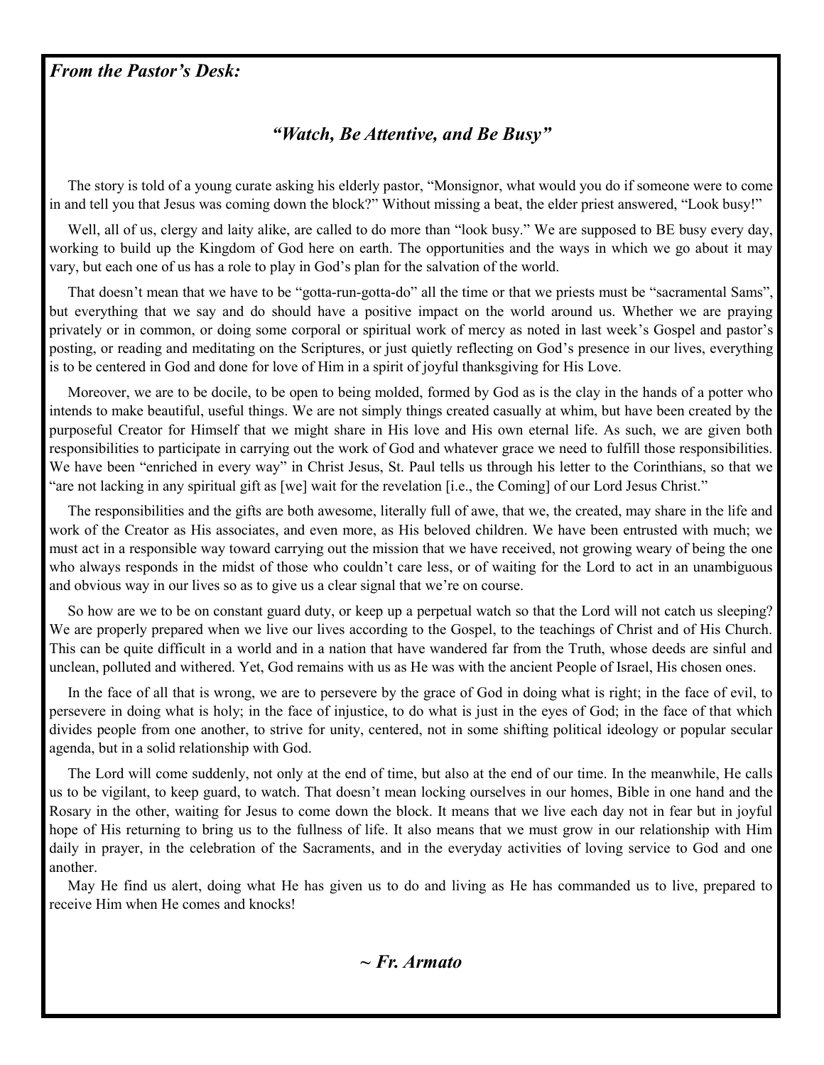***From the Pastor's Desk:***

## *"Watch, Be Attentive, and Be Busy"*

The story is told of a young curate asking his elderly pastor, "Monsignor, what would you do if someone were to come in and tell you that Jesus was coming down the block?" Without missing a beat, the elder priest answered, "Look busy!"

Well, all of us, clergy and laity alike, are called to do more than "look busy." We are supposed to BE busy every day, working to build up the Kingdom of God here on earth. The opportunities and the ways in which we go about it may vary, but each one of us has a role to play in God's plan for the salvation of the world.

That doesn't mean that we have to be "gotta-run-gotta-do" all the time or that we priests must be "sacramental Sams", but everything that we say and do should have a positive impact on the world around us. Whether we are praying privately or in common, or doing some corporal or spiritual work of mercy as noted in last week's Gospel and pastor's posting, or reading and meditating on the Scriptures, or just quietly reflecting on God's presence in our lives, everything is to be centered in God and done for love of Him in a spirit of joyful thanksgiving for His Love.

Moreover, we are to be docile, to be open to being molded, formed by God as is the clay in the hands of a potter who intends to make beautiful, useful things. We are not simply things created casually at whim, but have been created by the purposeful Creator for Himself that we might share in His love and His own eternal life. As such, we are given both responsibilities to participate in carrying out the work of God and whatever grace we need to fulfill those responsibilities. We have been "enriched in every way" in Christ Jesus, St. Paul tells us through his letter to the Corinthians, so that we "are not lacking in any spiritual gift as [we] wait for the revelation [i.e., the Coming] of our Lord Jesus Christ."

The responsibilities and the gifts are both awesome, literally full of awe, that we, the created, may share in the life and work of the Creator as His associates, and even more, as His beloved children. We have been entrusted with much; we must act in a responsible way toward carrying out the mission that we have received, not growing weary of being the one who always responds in the midst of those who couldn't care less, or of waiting for the Lord to act in an unambiguous and obvious way in our lives so as to give us a clear signal that we're on course.

So how are we to be on constant guard duty, or keep up a perpetual watch so that the Lord will not catch us sleeping? We are properly prepared when we live our lives according to the Gospel, to the teachings of Christ and of His Church. This can be quite difficult in a world and in a nation that have wandered far from the Truth, whose deeds are sinful and unclean, polluted and withered. Yet, God remains with us as He was with the ancient People of Israel, His chosen ones.

In the face of all that is wrong, we are to persevere by the grace of God in doing what is right; in the face of evil, to persevere in doing what is holy; in the face of injustice, to do what is just in the eyes of God; in the face of that which divides people from one another, to strive for unity, centered, not in some shifting political ideology or popular secular agenda, but in a solid relationship with God.

The Lord will come suddenly, not only at the end of time, but also at the end of our time. In the meanwhile, He calls us to be vigilant, to keep guard, to watch. That doesn't mean locking ourselves in our homes, Bible in one hand and the Rosary in the other, waiting for Jesus to come down the block. It means that we live each day not in fear but in joyful hope of His returning to bring us to the fullness of life. It also means that we must grow in our relationship with Him daily in prayer, in the celebration of the Sacraments, and in the everyday activities of loving service to God and one another.

May He find us alert, doing what He has given us to do and living as He has commanded us to live, prepared to receive Him when He comes and knocks!

***~ Fr. Armato***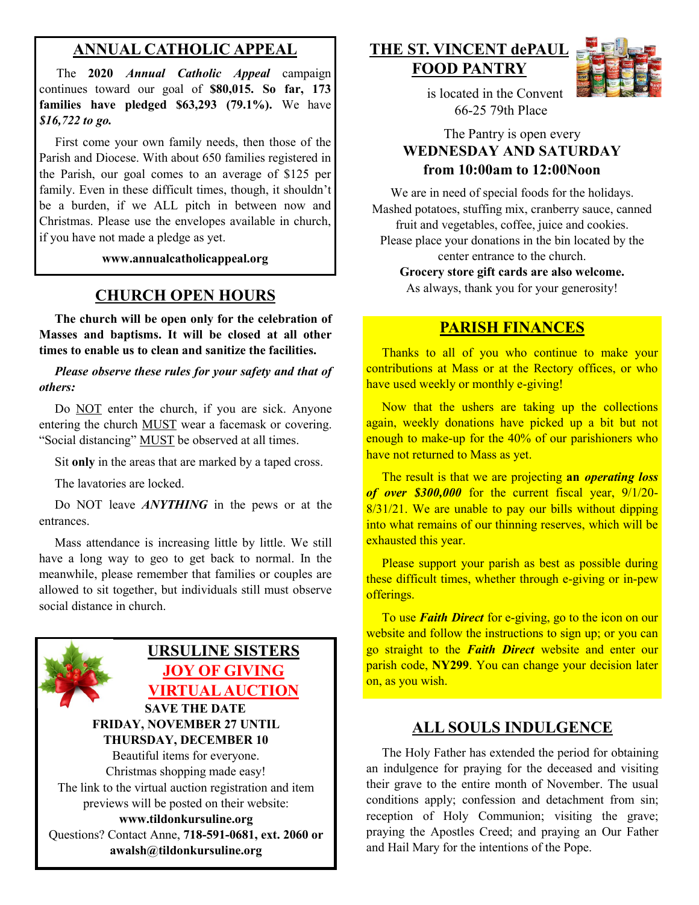## ANNUAL CATHOLIC APPEAL

The **2020** ***Annual Catholic Appeal*** campaign continues toward our goal of **$80,015. So far, 173 families have pledged $63,293 (79.1%).** We have ***$16,722 to go.***

First come your own family needs, then those of the Parish and Diocese. With about 650 families registered in the Parish, our goal comes to an average of $125 per family. Even in these difficult times, though, it shouldn't be a burden, if we ALL pitch in between now and Christmas. Please use the envelopes available in church, if you have not made a pledge as yet.

**www.annualcatholicappeal.org**

## CHURCH OPEN HOURS

**The church will be open only for the celebration of Masses and baptisms. It will be closed at all other times to enable us to clean and sanitize the facilities.**

***Please observe these rules for your safety and that of others:***

Do NOT enter the church, if you are sick. Anyone entering the church MUST wear a facemask or covering. "Social distancing" MUST be observed at all times.

Sit **only** in the areas that are marked by a taped cross.

The lavatories are locked.

Do NOT leave ***ANYTHING*** in the pews or at the entrances.

Mass attendance is increasing little by little. We still have a long way to geo to get back to normal. In the meanwhile, please remember that families or couples are allowed to sit together, but individuals still must observe social distance in church.

## URSULINE SISTERS JOY OF GIVING VIRTUAL AUCTION

**SAVE THE DATE**
**FRIDAY, NOVEMBER 27 UNTIL THURSDAY, DECEMBER 10**

Beautiful items for everyone.
Christmas shopping made easy!
The link to the virtual auction registration and item previews will be posted on their website:
**www.tildonkursuline.org**
Questions? Contact Anne, **718-591-0681, ext. 2060 or awalsh@tildonkursuline.org**

## THE ST. VINCENT dePAUL FOOD PANTRY

is located in the Convent
66-25 79th Place

The Pantry is open every
**WEDNESDAY AND SATURDAY from 10:00am to 12:00Noon**

We are in need of special foods for the holidays. Mashed potatoes, stuffing mix, cranberry sauce, canned fruit and vegetables, coffee, juice and cookies. Please place your donations in the bin located by the center entrance to the church.
**Grocery store gift cards are also welcome.**
As always, thank you for your generosity!

## PARISH FINANCES

Thanks to all of you who continue to make your contributions at Mass or at the Rectory offices, or who have used weekly or monthly e-giving!

Now that the ushers are taking up the collections again, weekly donations have picked up a bit but not enough to make-up for the 40% of our parishioners who have not returned to Mass as yet.

The result is that we are projecting **an *operating loss of over $300,000*** for the current fiscal year, 9/1/20-8/31/21. We are unable to pay our bills without dipping into what remains of our thinning reserves, which will be exhausted this year.

Please support your parish as best as possible during these difficult times, whether through e-giving or in-pew offerings.

To use ***Faith Direct*** for e-giving, go to the icon on our website and follow the instructions to sign up; or you can go straight to the ***Faith Direct*** website and enter our parish code, **NY299**. You can change your decision later on, as you wish.

## ALL SOULS INDULGENCE

The Holy Father has extended the period for obtaining an indulgence for praying for the deceased and visiting their grave to the entire month of November. The usual conditions apply; confession and detachment from sin; reception of Holy Communion; visiting the grave; praying the Apostles Creed; and praying an Our Father and Hail Mary for the intentions of the Pope.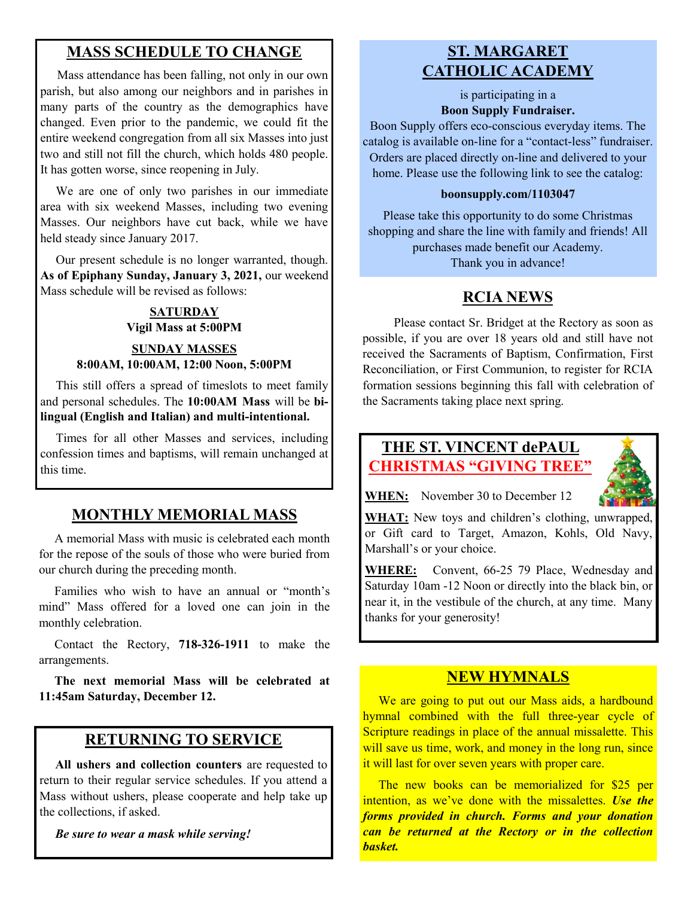## MASS SCHEDULE TO CHANGE

Mass attendance has been falling, not only in our own parish, but also among our neighbors and in parishes in many parts of the country as the demographics have changed. Even prior to the pandemic, we could fit the entire weekend congregation from all six Masses into just two and still not fill the church, which holds 480 people. It has gotten worse, since reopening in July.

We are one of only two parishes in our immediate area with six weekend Masses, including two evening Masses. Our neighbors have cut back, while we have held steady since January 2017.

Our present schedule is no longer warranted, though. **As of Epiphany Sunday, January 3, 2021,** our weekend Mass schedule will be revised as follows:

**SATURDAY**
**Vigil Mass at 5:00PM**

**SUNDAY MASSES**
**8:00AM, 10:00AM, 12:00 Noon, 5:00PM**

This still offers a spread of timeslots to meet family and personal schedules. The **10:00AM Mass** will be **bi-lingual (English and Italian) and multi-intentional.**

Times for all other Masses and services, including confession times and baptisms, will remain unchanged at this time.

## MONTHLY MEMORIAL MASS

A memorial Mass with music is celebrated each month for the repose of the souls of those who were buried from our church during the preceding month.

Families who wish to have an annual or "month's mind" Mass offered for a loved one can join in the monthly celebration.

Contact the Rectory, **718-326-1911** to make the arrangements.

**The next memorial Mass will be celebrated at 11:45am Saturday, December 12.**

## RETURNING TO SERVICE

**All ushers and collection counters** are requested to return to their regular service schedules. If you attend a Mass without ushers, please cooperate and help take up the collections, if asked.

***Be sure to wear a mask while serving!***

## ST. MARGARET CATHOLIC ACADEMY

is participating in a
**Boon Supply Fundraiser.**

Boon Supply offers eco-conscious everyday items. The catalog is available on-line for a "contact-less" fundraiser. Orders are placed directly on-line and delivered to your home. Please use the following link to see the catalog:

**boonsupply.com/1103047**

Please take this opportunity to do some Christmas shopping and share the line with family and friends! All purchases made benefit our Academy.
Thank you in advance!

## RCIA NEWS

Please contact Sr. Bridget at the Rectory as soon as possible, if you are over 18 years old and still have not received the Sacraments of Baptism, Confirmation, First Reconciliation, or First Communion, to register for RCIA formation sessions beginning this fall with celebration of the Sacraments taking place next spring.

## THE ST. VINCENT dePAUL CHRISTMAS "GIVING TREE"

**WHEN:** November 30 to December 12

**WHAT:** New toys and children's clothing, unwrapped, or Gift card to Target, Amazon, Kohls, Old Navy, Marshall's or your choice.

**WHERE:** Convent, 66-25 79 Place, Wednesday and Saturday 10am -12 Noon or directly into the black bin, or near it, in the vestibule of the church, at any time. Many thanks for your generosity!

## NEW HYMNALS

We are going to put out our Mass aids, a hardbound hymnal combined with the full three-year cycle of Scripture readings in place of the annual missalette. This will save us time, work, and money in the long run, since it will last for over seven years with proper care.

The new books can be memorialized for $25 per intention, as we've done with the missalettes. ***Use the forms provided in church. Forms and your donation can be returned at the Rectory or in the collection basket.***